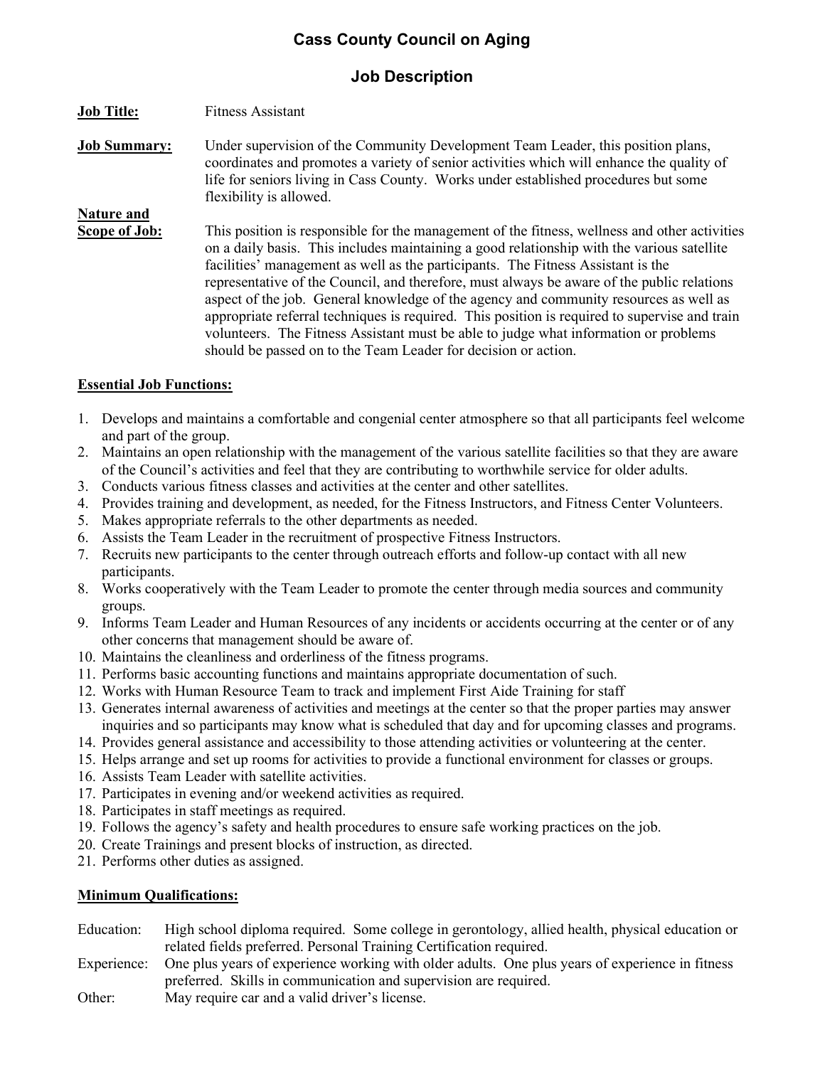# Cass County Council on Aging

## Job Description

**Job Title:** Fitness Assistant

**Job Summary:** Under supervision of the Community Development Team Leader, this position plans, coordinates and promotes a variety of senior activities which will enhance the quality of life for seniors living in Cass County. Works under established procedures but some flexibility is allowed.

**Nature and Scope of Job:** This position is responsible for the management of the fitness, wellness and other activities on a daily basis. This includes maintaining a good relationship with the various satellite facilities' management as well as the participants. The Fitness Assistant is the representative of the Council, and therefore, must always be aware of the public relations aspect of the job. General knowledge of the agency and community resources as well as appropriate referral techniques is required. This position is required to supervise and train volunteers. The Fitness Assistant must be able to judge what information or problems should be passed on to the Team Leader for decision or action.

**Essential Job Functions:**

1. Develops and maintains a comfortable and congenial center atmosphere so that all participants feel welcome and part of the group.
2. Maintains an open relationship with the management of the various satellite facilities so that they are aware of the Council's activities and feel that they are contributing to worthwhile service for older adults.
3. Conducts various fitness classes and activities at the center and other satellites.
4. Provides training and development, as needed, for the Fitness Instructors, and Fitness Center Volunteers.
5. Makes appropriate referrals to the other departments as needed.
6. Assists the Team Leader in the recruitment of prospective Fitness Instructors.
7. Recruits new participants to the center through outreach efforts and follow-up contact with all new participants.
8. Works cooperatively with the Team Leader to promote the center through media sources and community groups.
9. Informs Team Leader and Human Resources of any incidents or accidents occurring at the center or of any other concerns that management should be aware of.
10. Maintains the cleanliness and orderliness of the fitness programs.
11. Performs basic accounting functions and maintains appropriate documentation of such.
12. Works with Human Resource Team to track and implement First Aide Training for staff
13. Generates internal awareness of activities and meetings at the center so that the proper parties may answer inquiries and so participants may know what is scheduled that day and for upcoming classes and programs.
14. Provides general assistance and accessibility to those attending activities or volunteering at the center.
15. Helps arrange and set up rooms for activities to provide a functional environment for classes or groups.
16. Assists Team Leader with satellite activities.
17. Participates in evening and/or weekend activities as required.
18. Participates in staff meetings as required.
19. Follows the agency's safety and health procedures to ensure safe working practices on the job.
20. Create Trainings and present blocks of instruction, as directed.
21. Performs other duties as assigned.

**Minimum Qualifications:**

Education: High school diploma required. Some college in gerontology, allied health, physical education or related fields preferred. Personal Training Certification required.

Experience: One plus years of experience working with older adults. One plus years of experience in fitness preferred. Skills in communication and supervision are required.

Other: May require car and a valid driver's license.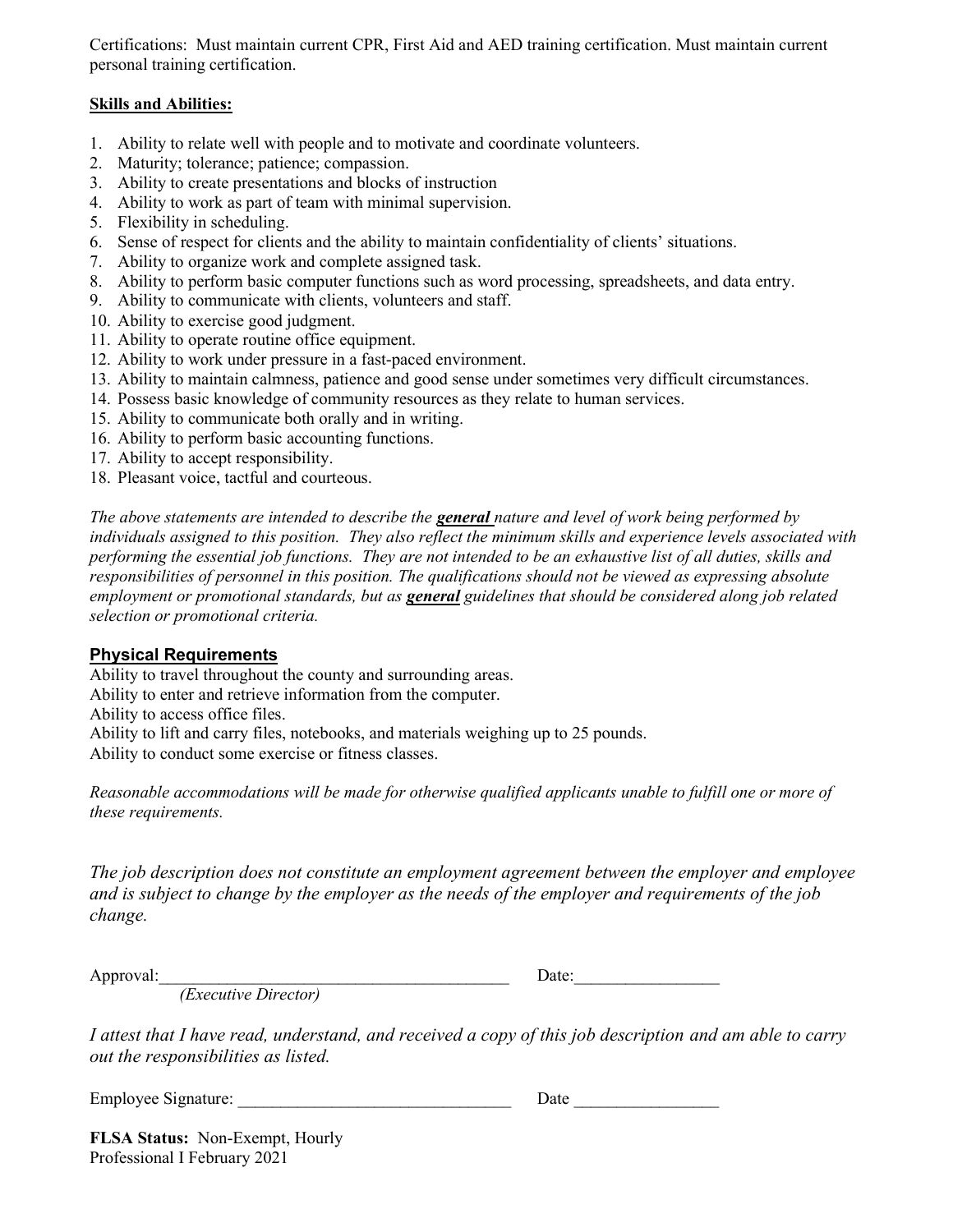Certifications: Must maintain current CPR, First Aid and AED training certification. Must maintain current personal training certification.

**Skills and Abilities:**

1. Ability to relate well with people and to motivate and coordinate volunteers.
2. Maturity; tolerance; patience; compassion.
3. Ability to create presentations and blocks of instruction
4. Ability to work as part of team with minimal supervision.
5. Flexibility in scheduling.
6. Sense of respect for clients and the ability to maintain confidentiality of clients' situations.
7. Ability to organize work and complete assigned task.
8. Ability to perform basic computer functions such as word processing, spreadsheets, and data entry.
9. Ability to communicate with clients, volunteers and staff.
10. Ability to exercise good judgment.
11. Ability to operate routine office equipment.
12. Ability to work under pressure in a fast-paced environment.
13. Ability to maintain calmness, patience and good sense under sometimes very difficult circumstances.
14. Possess basic knowledge of community resources as they relate to human services.
15. Ability to communicate both orally and in writing.
16. Ability to perform basic accounting functions.
17. Ability to accept responsibility.
18. Pleasant voice, tactful and courteous.

*The above statements are intended to describe the* ***general*** *nature and level of work being performed by individuals assigned to this position. They also reflect the minimum skills and experience levels associated with performing the essential job functions. They are not intended to be an exhaustive list of all duties, skills and responsibilities of personnel in this position. The qualifications should not be viewed as expressing absolute employment or promotional standards, but as* ***general*** *guidelines that should be considered along job related selection or promotional criteria.*

**Physical Requirements**

Ability to travel throughout the county and surrounding areas.
Ability to enter and retrieve information from the computer.
Ability to access office files.
Ability to lift and carry files, notebooks, and materials weighing up to 25 pounds.
Ability to conduct some exercise or fitness classes.

*Reasonable accommodations will be made for otherwise qualified applicants unable to fulfill one or more of these requirements.*

*The job description does not constitute an employment agreement between the employer and employee and is subject to change by the employer as the needs of the employer and requirements of the job change.*

Approval:_________________________________________ Date:________________
*(Executive Director)*

*I attest that I have read, understand, and received a copy of this job description and am able to carry out the responsibilities as listed.*

Employee Signature: _______________________________ Date ________________

**FLSA Status:** Non-Exempt, Hourly
Professional I February 2021